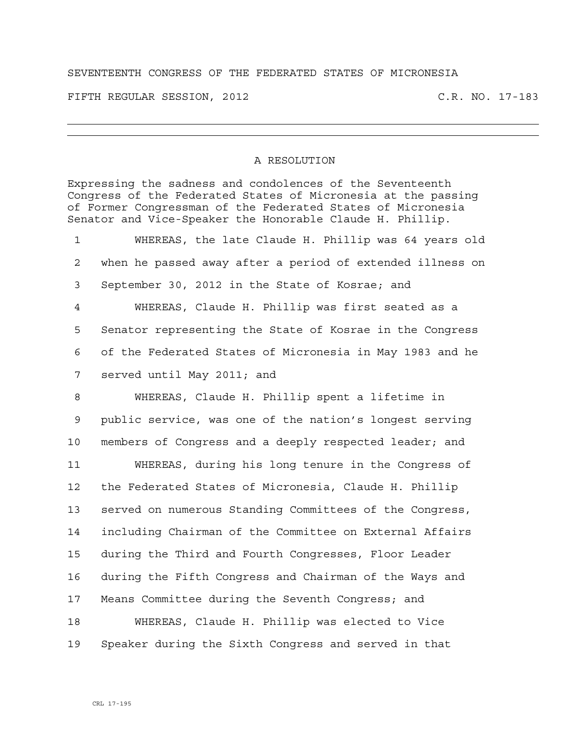SEVENTEENTH CONGRESS OF THE FEDERATED STATES OF MICRONESIA

FIFTH REGULAR SESSION, 2012 C.R. NO. 17-183

---

## A RESOLUTION

Expressing the sadness and condolences of the Seventeenth Congress of the Federated States of Micronesia at the passing of Former Congressman of the Federated States of Micronesia Senator and Vice-Speaker the Honorable Claude H. Phillip.

1 WHEREAS, the late Claude H. Phillip was 64 years old
2 when he passed away after a period of extended illness on
3 September 30, 2012 in the State of Kosrae; and
4 WHEREAS, Claude H. Phillip was first seated as a
5 Senator representing the State of Kosrae in the Congress
6 of the Federated States of Micronesia in May 1983 and he
7 served until May 2011; and
8 WHEREAS, Claude H. Phillip spent a lifetime in
9 public service, was one of the nation's longest serving
10 members of Congress and a deeply respected leader; and
11 WHEREAS, during his long tenure in the Congress of
12 the Federated States of Micronesia, Claude H. Phillip
13 served on numerous Standing Committees of the Congress,
14 including Chairman of the Committee on External Affairs
15 during the Third and Fourth Congresses, Floor Leader
16 during the Fifth Congress and Chairman of the Ways and
17 Means Committee during the Seventh Congress; and
18 WHEREAS, Claude H. Phillip was elected to Vice
19 Speaker during the Sixth Congress and served in that

CRL 17-195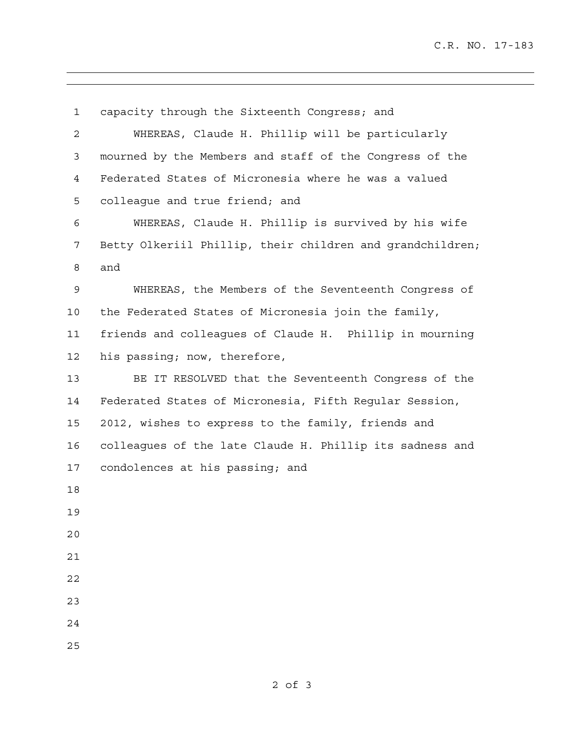capacity through the Sixteenth Congress; and

WHEREAS, Claude H. Phillip will be particularly mourned by the Members and staff of the Congress of the Federated States of Micronesia where he was a valued colleague and true friend; and

WHEREAS, Claude H. Phillip is survived by his wife Betty Olkeriil Phillip, their children and grandchildren; and

WHEREAS, the Members of the Seventeenth Congress of the Federated States of Micronesia join the family, friends and colleagues of Claude H. Phillip in mourning his passing; now, therefore,

BE IT RESOLVED that the Seventeenth Congress of the Federated States of Micronesia, Fifth Regular Session, 2012, wishes to express to the family, friends and colleagues of the late Claude H. Phillip its sadness and condolences at his passing; and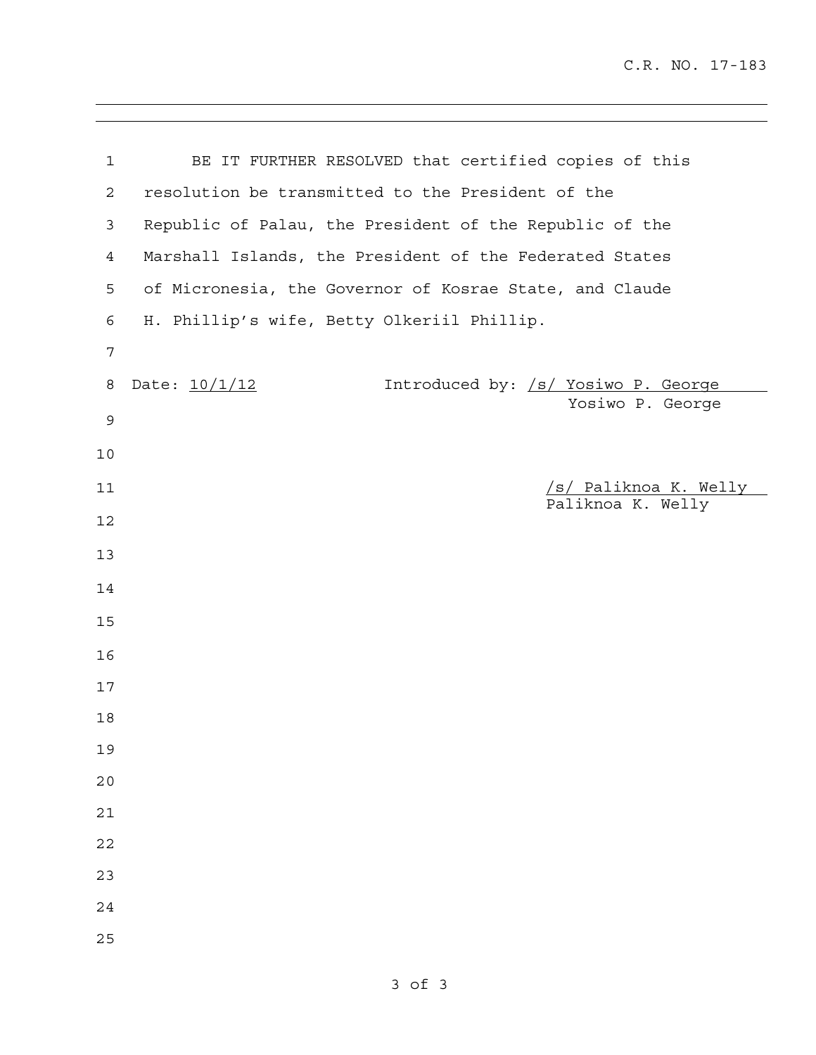BE IT FURTHER RESOLVED that certified copies of this resolution be transmitted to the President of the Republic of Palau, the President of the Republic of the Marshall Islands, the President of the Federated States of Micronesia, the Governor of Kosrae State, and Claude H. Phillip’s wife, Betty Olkeriil Phillip.

Date: 10/1/12

Introduced by: /s/ Yosiwo P. George
Yosiwo P. George

/s/ Paliknoa K. Welly
Paliknoa K. Welly